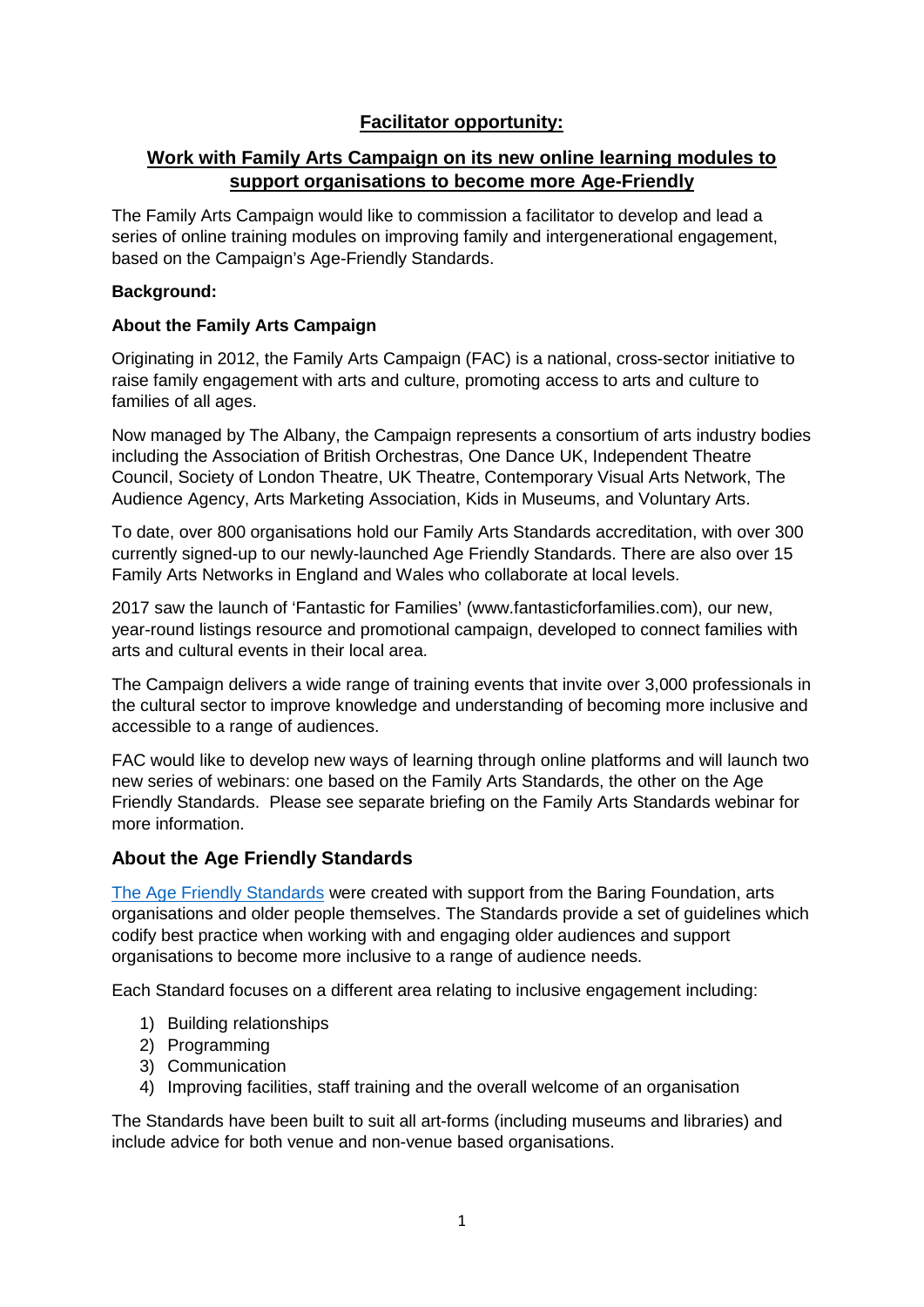## **Facilitator opportunity:**

## **Work with Family Arts Campaign on its new online learning modules to support organisations to become more Age-Friendly**

The Family Arts Campaign would like to commission a facilitator to develop and lead a series of online training modules on improving family and intergenerational engagement, based on the Campaign's Age-Friendly Standards.

**Background:**

**About the Family Arts Campaign**

Originating in 2012, the Family Arts Campaign (FAC) is a national, cross-sector initiative to raise family engagement with arts and culture, promoting access to arts and culture to families of all ages.

Now managed by The Albany, the Campaign represents a consortium of arts industry bodies including the Association of British Orchestras, One Dance UK, Independent Theatre Council, Society of London Theatre, UK Theatre, Contemporary Visual Arts Network, The Audience Agency, Arts Marketing Association, Kids in Museums, and Voluntary Arts.

To date, over 800 organisations hold our Family Arts Standards accreditation, with over 300 currently signed-up to our newly-launched Age Friendly Standards. There are also over 15 Family Arts Networks in England and Wales who collaborate at local levels.

2017 saw the launch of 'Fantastic for Families' (www.fantasticforfamilies.com), our new, year-round listings resource and promotional campaign, developed to connect families with arts and cultural events in their local area.

The Campaign delivers a wide range of training events that invite over 3,000 professionals in the cultural sector to improve knowledge and understanding of becoming more inclusive and accessible to a range of audiences.

FAC would like to develop new ways of learning through online platforms and will launch two new series of webinars: one based on the Family Arts Standards, the other on the Age Friendly Standards. Please see separate briefing on the Family Arts Standards webinar for more information.

### About the Age Friendly Standards

The Age Friendly Standards were created with support from the Baring Foundation, arts organisations and older people themselves. The Standards provide a set of guidelines which codify best practice when working with and engaging older audiences and support organisations to become more inclusive to a range of audience needs.

Each Standard focuses on a different area relating to inclusive engagement including:

1) Building relationships
2) Programming
3) Communication
4) Improving facilities, staff training and the overall welcome of an organisation

The Standards have been built to suit all art-forms (including museums and libraries) and include advice for both venue and non-venue based organisations.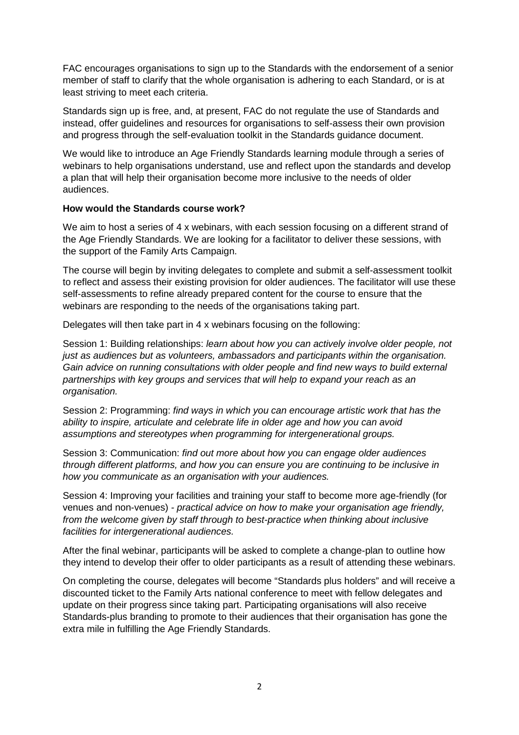FAC encourages organisations to sign up to the Standards with the endorsement of a senior member of staff to clarify that the whole organisation is adhering to each Standard, or is at least striving to meet each criteria.

Standards sign up is free, and, at present, FAC do not regulate the use of Standards and instead, offer guidelines and resources for organisations to self-assess their own provision and progress through the self-evaluation toolkit in the Standards guidance document.

We would like to introduce an Age Friendly Standards learning module through a series of webinars to help organisations understand, use and reflect upon the standards and develop a plan that will help their organisation become more inclusive to the needs of older audiences.

**How would the Standards course work?**

We aim to host a series of 4 x webinars, with each session focusing on a different strand of the Age Friendly Standards. We are looking for a facilitator to deliver these sessions, with the support of the Family Arts Campaign.

The course will begin by inviting delegates to complete and submit a self-assessment toolkit to reflect and assess their existing provision for older audiences. The facilitator will use these self-assessments to refine already prepared content for the course to ensure that the webinars are responding to the needs of the organisations taking part.

Delegates will then take part in 4 x webinars focusing on the following:

Session 1: Building relationships: *learn about how you can actively involve older people, not just as audiences but as volunteers, ambassadors and participants within the organisation. Gain advice on running consultations with older people and find new ways to build external partnerships with key groups and services that will help to expand your reach as an organisation.*

Session 2: Programming: *find ways in which you can encourage artistic work that has the ability to inspire, articulate and celebrate life in older age and how you can avoid assumptions and stereotypes when programming for intergenerational groups.*

Session 3: Communication: *find out more about how you can engage older audiences through different platforms, and how you can ensure you are continuing to be inclusive in how you communicate as an organisation with your audiences.*

Session 4: Improving your facilities and training your staff to become more age-friendly (for venues and non-venues) - *practical advice on how to make your organisation age friendly, from the welcome given by staff through to best-practice when thinking about inclusive facilities for intergenerational audiences.*

After the final webinar, participants will be asked to complete a change-plan to outline how they intend to develop their offer to older participants as a result of attending these webinars.

On completing the course, delegates will become "Standards plus holders" and will receive a discounted ticket to the Family Arts national conference to meet with fellow delegates and update on their progress since taking part. Participating organisations will also receive Standards-plus branding to promote to their audiences that their organisation has gone the extra mile in fulfilling the Age Friendly Standards.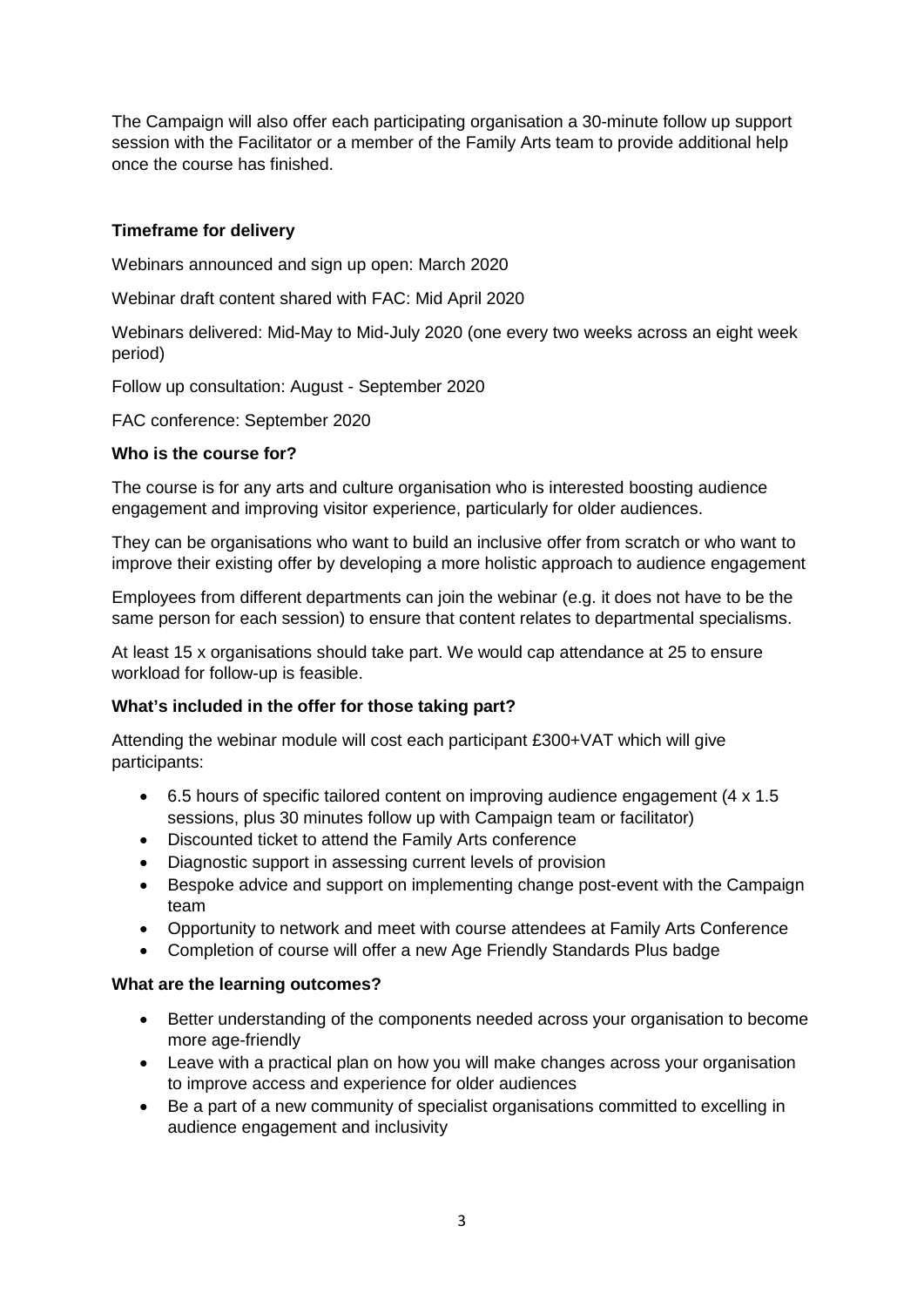The Campaign will also offer each participating organisation a 30-minute follow up support session with the Facilitator or a member of the Family Arts team to provide additional help once the course has finished.

**Timeframe for delivery**

Webinars announced and sign up open: March 2020

Webinar draft content shared with FAC: Mid April 2020

Webinars delivered: Mid-May to Mid-July 2020 (one every two weeks across an eight week period)

Follow up consultation: August - September 2020

FAC conference: September 2020

**Who is the course for?**

The course is for any arts and culture organisation who is interested boosting audience engagement and improving visitor experience, particularly for older audiences.

They can be organisations who want to build an inclusive offer from scratch or who want to improve their existing offer by developing a more holistic approach to audience engagement

Employees from different departments can join the webinar (e.g. it does not have to be the same person for each session) to ensure that content relates to departmental specialisms.

At least 15 x organisations should take part. We would cap attendance at 25 to ensure workload for follow-up is feasible.

**What's included in the offer for those taking part?**

Attending the webinar module will cost each participant £300+VAT which will give participants:

- 6.5 hours of specific tailored content on improving audience engagement (4 x 1.5 sessions, plus 30 minutes follow up with Campaign team or facilitator)
- Discounted ticket to attend the Family Arts conference
- Diagnostic support in assessing current levels of provision
- Bespoke advice and support on implementing change post-event with the Campaign team
- Opportunity to network and meet with course attendees at Family Arts Conference
- Completion of course will offer a new Age Friendly Standards Plus badge

**What are the learning outcomes?**

- Better understanding of the components needed across your organisation to become more age-friendly
- Leave with a practical plan on how you will make changes across your organisation to improve access and experience for older audiences
- Be a part of a new community of specialist organisations committed to excelling in audience engagement and inclusivity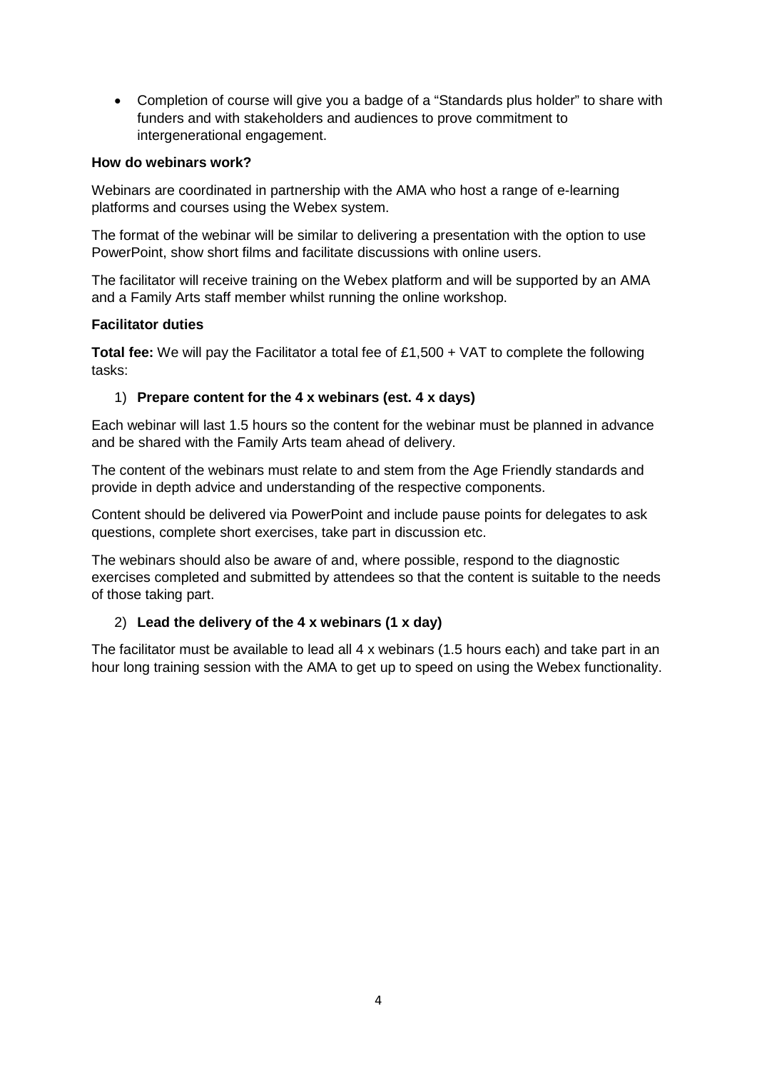- Completion of course will give you a badge of a "Standards plus holder" to share with funders and with stakeholders and audiences to prove commitment to intergenerational engagement.

**How do webinars work?**

Webinars are coordinated in partnership with the AMA who host a range of e-learning platforms and courses using the Webex system.

The format of the webinar will be similar to delivering a presentation with the option to use PowerPoint, show short films and facilitate discussions with online users.

The facilitator will receive training on the Webex platform and will be supported by an AMA and a Family Arts staff member whilst running the online workshop.

**Facilitator duties**

**Total fee:** We will pay the Facilitator a total fee of £1,500 + VAT to complete the following tasks:

1) **Prepare content for the 4 x webinars (est. 4 x days)**

Each webinar will last 1.5 hours so the content for the webinar must be planned in advance and be shared with the Family Arts team ahead of delivery.

The content of the webinars must relate to and stem from the Age Friendly standards and provide in depth advice and understanding of the respective components.

Content should be delivered via PowerPoint and include pause points for delegates to ask questions, complete short exercises, take part in discussion etc.

The webinars should also be aware of and, where possible, respond to the diagnostic exercises completed and submitted by attendees so that the content is suitable to the needs of those taking part.

2) **Lead the delivery of the 4 x webinars (1 x day)**

The facilitator must be available to lead all 4 x webinars (1.5 hours each) and take part in an hour long training session with the AMA to get up to speed on using the Webex functionality.